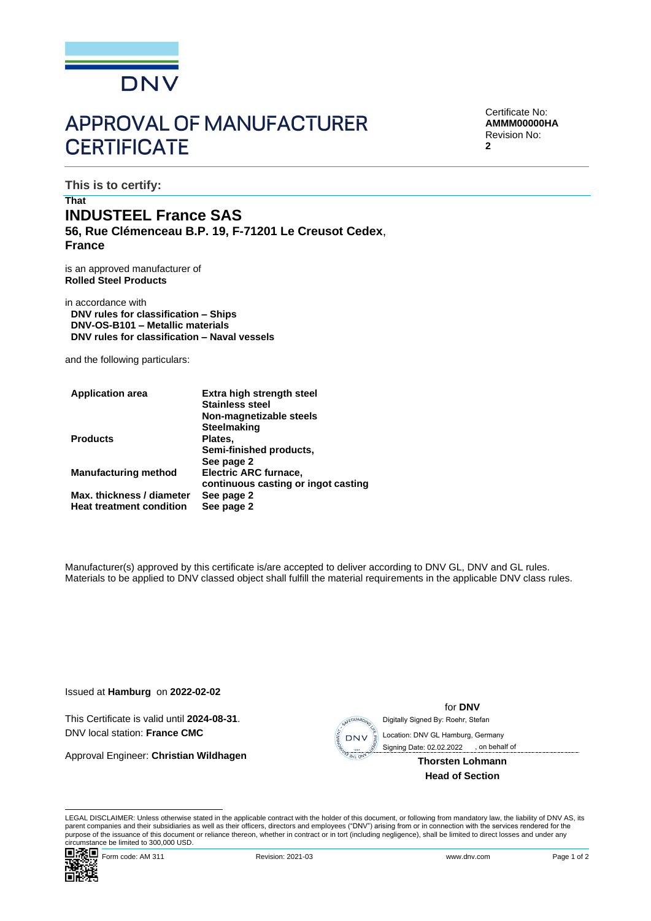# APPROVAL OF MANUFACTURER CERTIFICATE

Certificate No:
**AMMM00000HA**
Revision No:
**2**

**This is to certify:**

**That**

## INDUSTEEL France SAS

**56, Rue Clémenceau B.P. 19, F-71201 Le Creusot Cedex**, **France**

is an approved manufacturer of
**Rolled Steel Products**

in accordance with
**DNV rules for classification – Ships**
**DNV-OS-B101 – Metallic materials**
**DNV rules for classification – Naval vessels**

and the following particulars:

| | |
|---|---|
| **Application area** | **Extra high strength steel**<br>**Stainless steel**<br>**Non-magnetizable steels**<br>**Steelmaking** |
| **Products** | **Plates,**<br>**Semi-finished products,**<br>**See page 2** |
| **Manufacturing method** | **Electric ARC furnace,**<br>**continuous casting or ingot casting** |
| **Max. thickness / diameter** | **See page 2** |
| **Heat treatment condition** | **See page 2** |

Manufacturer(s) approved by this certificate is/are accepted to deliver according to DNV GL, DNV and GL rules. Materials to be applied to DNV classed object shall fulfill the material requirements in the applicable DNV class rules.

Issued at **Hamburg** on **2022-02-02**

This Certificate is valid until **2024-08-31**.
DNV local station: **France CMC**

Approval Engineer: **Christian Wildhagen**

for **DNV**
Digitally Signed By: Roehr, Stefan
Location: DNV GL Hamburg, Germany
Signing Date: 02.02.2022 , on behalf of

**Thorsten Lohmann**
**Head of Section**

LEGAL DISCLAIMER: Unless otherwise stated in the applicable contract with the holder of this document, or following from mandatory law, the liability of DNV AS, its parent companies and their subsidiaries as well as their officers, directors and employees ("DNV") arising from or in connection with the services rendered for the purpose of the issuance of this document or reliance thereon, whether in contract or in tort (including negligence), shall be limited to direct losses and under any circumstance be limited to 300,000 USD.

Form code: AM 311 Revision: 2021-03 www.dnv.com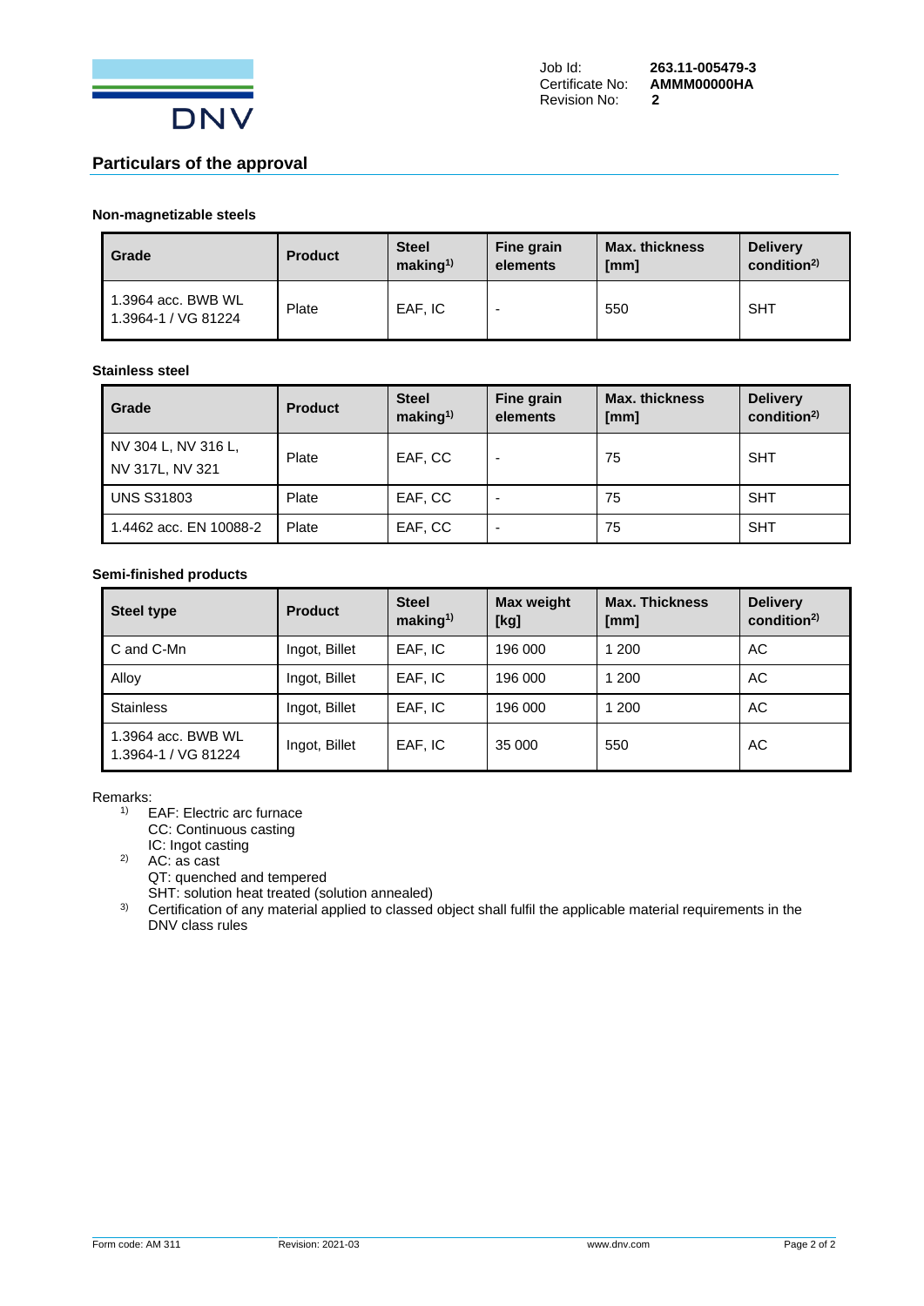Job Id: **263.11-005479-3**
Certificate No: **AMMM00000HA**
Revision No: **2**

## Particulars of the approval

### Non-magnetizable steels

| Grade | Product | Steel making[1)] | Fine grain elements | Max. thickness [mm] | Delivery condition[2)] |
|---|---|---|---|---|---|
| 1.3964 acc. BWB WL 1.3964-1 / VG 81224 | Plate | EAF, IC | - | 550 | SHT |

### Stainless steel

| Grade | Product | Steel making[1)] | Fine grain elements | Max. thickness [mm] | Delivery condition[2)] |
|---|---|---|---|---|---|
| NV 304 L, NV 316 L, NV 317L, NV 321 | Plate | EAF, CC | - | 75 | SHT |
| UNS S31803 | Plate | EAF, CC | - | 75 | SHT |
| 1.4462 acc. EN 10088-2 | Plate | EAF, CC | - | 75 | SHT |

### Semi-finished products

| Steel type | Product | Steel making[1)] | Max weight [kg] | Max. Thickness [mm] | Delivery condition[2)] |
|---|---|---|---|---|---|
| C and C-Mn | Ingot, Billet | EAF, IC | 196 000 | 1 200 | AC |
| Alloy | Ingot, Billet | EAF, IC | 196 000 | 1 200 | AC |
| Stainless | Ingot, Billet | EAF, IC | 196 000 | 1 200 | AC |
| 1.3964 acc. BWB WL 1.3964-1 / VG 81224 | Ingot, Billet | EAF, IC | 35 000 | 550 | AC |

Remarks:

1) EAF: Electric arc furnace
CC: Continuous casting
IC: Ingot casting

2) AC: as cast
QT: quenched and tempered
SHT: solution heat treated (solution annealed)

3) Certification of any material applied to classed object shall fulfil the applicable material requirements in the DNV class rules